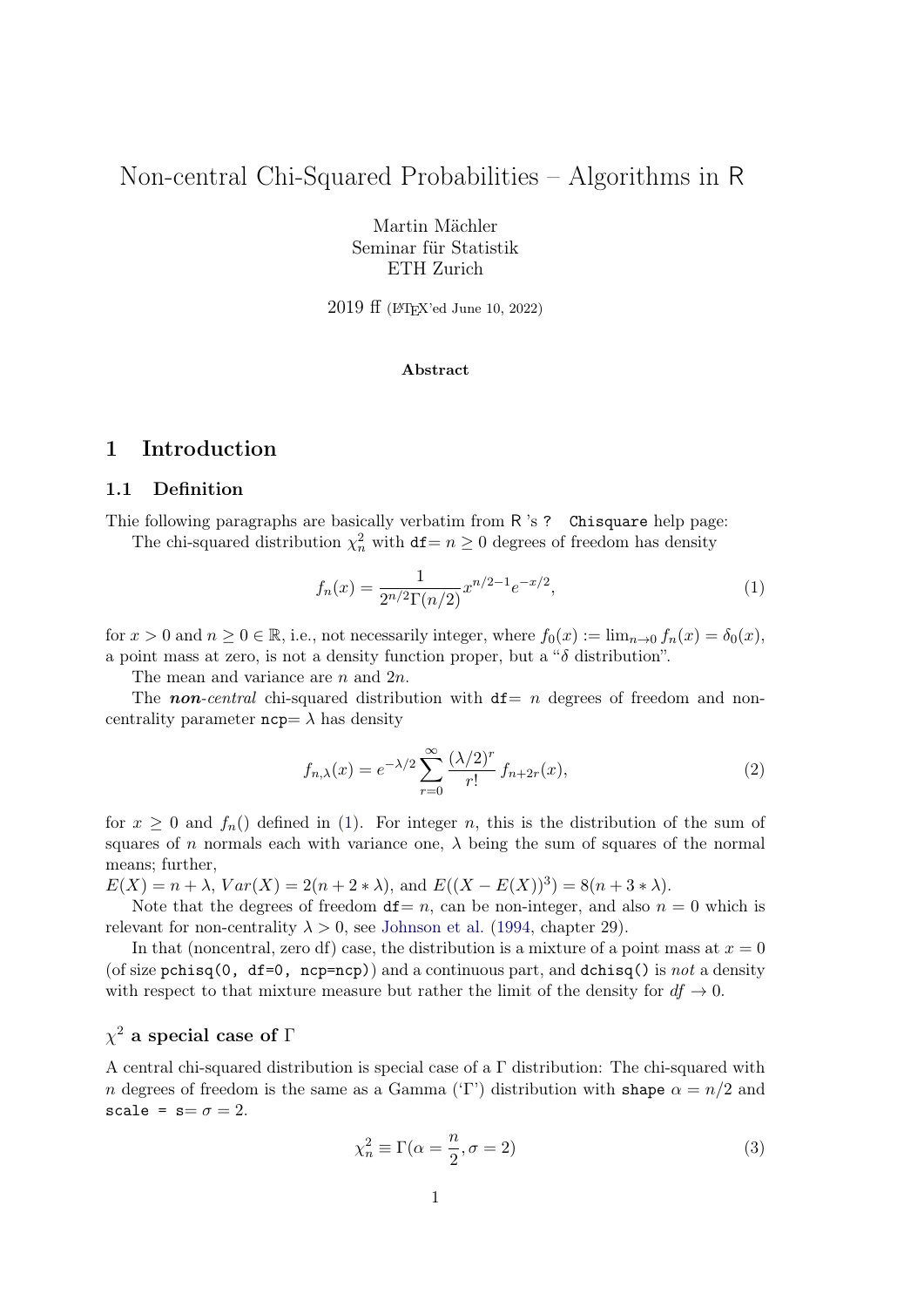# Non-central Chi-Squared Probabilities – Algorithms in R

Martin Mächler
Seminar für Statistik
ETH Zurich

2019 ff (LaTeX'ed June 10, 2022)

**Abstract**

## 1 Introduction

### 1.1 Definition

Thie following paragraphs are basically verbatim from R 's `? Chisquare` help page:

The chi-squared distribution $\chi^2_n$ with `df`$= n \geq 0$ degrees of freedom has density

$$f_n(x) = \frac{1}{2^{n/2}\Gamma(n/2)} x^{n/2-1} e^{-x/2}, \tag{1}$$

for $x > 0$ and $n \geq 0 \in \mathbb{R}$, i.e., not necessarily integer, where $f_0(x) := \lim_{n \to 0} f_n(x) = \delta_0(x)$, a point mass at zero, is not a density function proper, but a "$\delta$ distribution".

The mean and variance are $n$ and $2n$.

The ***non**-central* chi-squared distribution with `df`$= n$ degrees of freedom and non-centrality parameter `ncp`$= \lambda$ has density

$$f_{n,\lambda}(x) = e^{-\lambda/2} \sum_{r=0}^{\infty} \frac{(\lambda/2)^r}{r!} f_{n+2r}(x), \tag{2}$$

for $x \geq 0$ and $f_n()$ defined in (1). For integer $n$, this is the distribution of the sum of squares of $n$ normals each with variance one, $\lambda$ being the sum of squares of the normal means; further,

$E(X) = n + \lambda$, $Var(X) = 2(n + 2 * \lambda)$, and $E((X - E(X))^3) = 8(n + 3 * \lambda)$.

Note that the degrees of freedom `df`$= n$, can be non-integer, and also $n = 0$ which is relevant for non-centrality $\lambda > 0$, see Johnson et al. (1994, chapter 29).

In that (noncentral, zero df) case, the distribution is a mixture of a point mass at $x = 0$ (of size `pchisq(0, df=0, ncp=ncp)`) and a continuous part, and `dchisq()` is *not* a density with respect to that mixture measure but rather the limit of the density for $df \to 0$.

### $\chi^2$ a special case of $\Gamma$

A central chi-squared distribution is special case of a $\Gamma$ distribution: The chi-squared with $n$ degrees of freedom is the same as a Gamma ('$\Gamma$') distribution with `shape` $\alpha = n/2$ and `scale = s`$= \sigma = 2$.

$$\chi^2_n \equiv \Gamma(\alpha = \frac{n}{2}, \sigma = 2) \tag{3}$$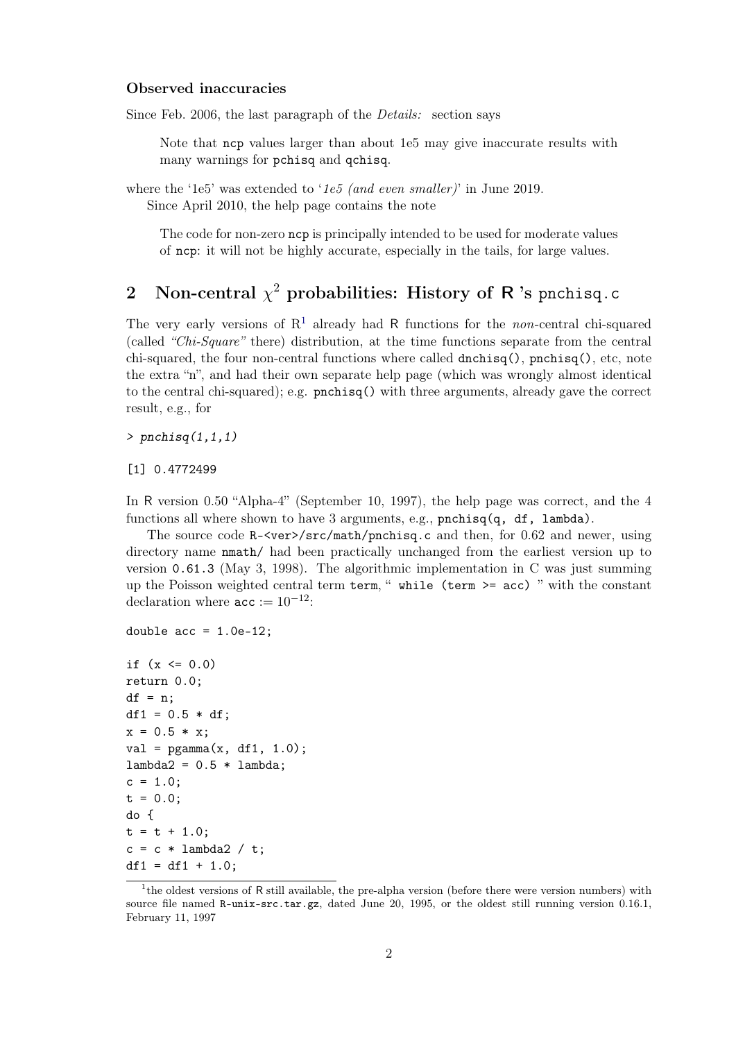#### Observed inaccuracies

Since Feb. 2006, the last paragraph of the *Details:* section says

> Note that `ncp` values larger than about 1e5 may give inaccurate results with many warnings for `pchisq` and `qchisq`.

where the '1e5' was extended to '*1e5 (and even smaller)*' in June 2019.

Since April 2010, the help page contains the note

> The code for non-zero `ncp` is principally intended to be used for moderate values of `ncp`: it will not be highly accurate, especially in the tails, for large values.

## 2 Non-central $\chi^2$ probabilities: History of R 's `pnchisq.c`

The very early versions of R[1] already had R functions for the *non*-central chi-squared (called *"Chi-Square"* there) distribution, at the time functions separate from the central chi-squared, the four non-central functions where called `dnchisq()`, `pnchisq()`, etc, note the extra "n", and had their own separate help page (which was wrongly almost identical to the central chi-squared); e.g. `pnchisq()` with three arguments, already gave the correct result, e.g., for

```
> pnchisq(1,1,1)

[1] 0.4772499
```

In R version 0.50 "Alpha-4" (September 10, 1997), the help page was correct, and the 4 functions all where shown to have 3 arguments, e.g., `pnchisq(q, df, lambda)`.

The source code `R-<ver>/src/math/pnchisq.c` and then, for 0.62 and newer, using directory name `nmath/` had been practically unchanged from the earliest version up to version `0.61.3` (May 3, 1998). The algorithmic implementation in C was just summing up the Poisson weighted central term `term`, " `while (term >= acc)` " with the constant declaration where `acc` $:= 10^{-12}$:

```
double acc = 1.0e-12;

if (x <= 0.0)
return 0.0;
df = n;
df1 = 0.5 * df;
x = 0.5 * x;
val = pgamma(x, df1, 1.0);
lambda2 = 0.5 * lambda;
c = 1.0;
t = 0.0;
do {
t = t + 1.0;
c = c * lambda2 / t;
df1 = df1 + 1.0;
```

[1] the oldest versions of R still available, the pre-alpha version (before there were version numbers) with source file named `R-unix-src.tar.gz`, dated June 20, 1995, or the oldest still running version 0.16.1, February 11, 1997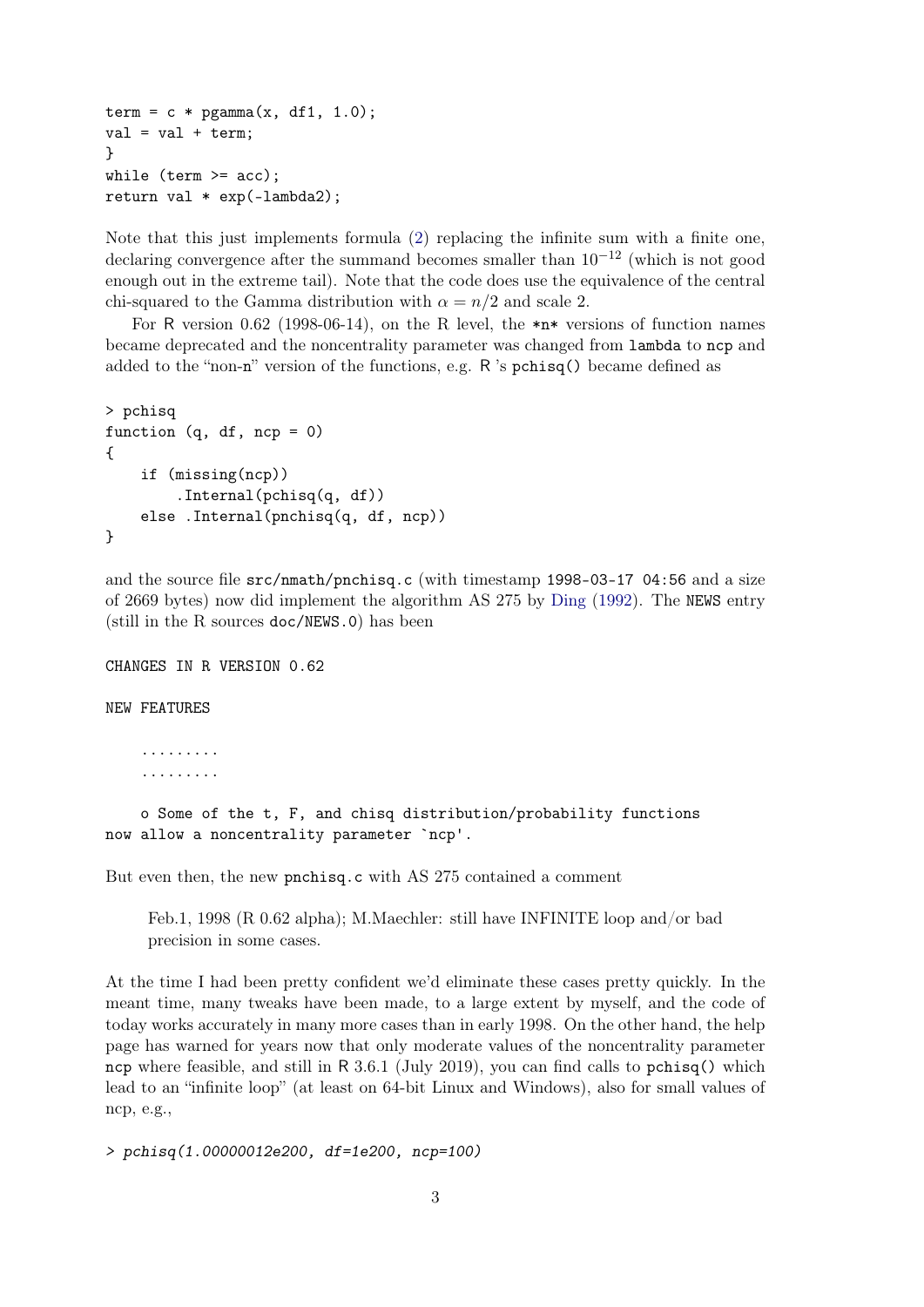```
term = c * pgamma(x, df1, 1.0);
val = val + term;
}
while (term >= acc);
return val * exp(-lambda2);
```

Note that this just implements formula (2) replacing the infinite sum with a finite one, declaring convergence after the summand becomes smaller than $10^{-12}$ (which is not good enough out in the extreme tail). Note that the code does use the equivalence of the central chi-squared to the Gamma distribution with $\alpha = n/2$ and scale 2.

For R version 0.62 (1998-06-14), on the R level, the `*n*` versions of function names became deprecated and the noncentrality parameter was changed from `lambda` to `ncp` and added to the "non-n" version of the functions, e.g. R 's `pchisq()` became defined as

```
> pchisq
function (q, df, ncp = 0)
{
    if (missing(ncp))
        .Internal(pchisq(q, df))
    else .Internal(pnchisq(q, df, ncp))
}
```

and the source file `src/nmath/pnchisq.c` (with timestamp `1998-03-17 04:56` and a size of 2669 bytes) now did implement the algorithm AS 275 by Ding (1992). The `NEWS` entry (still in the R sources `doc/NEWS.0`) has been

```
CHANGES IN R VERSION 0.62

NEW FEATURES

    .........
    .........

    o Some of the t, F, and chisq distribution/probability functions
now allow a noncentrality parameter `ncp'.
```

But even then, the new `pnchisq.c` with AS 275 contained a comment

> Feb.1, 1998 (R 0.62 alpha); M.Maechler: still have INFINITE loop and/or bad precision in some cases.

At the time I had been pretty confident we'd eliminate these cases pretty quickly. In the meant time, many tweaks have been made, to a large extent by myself, and the code of today works accurately in many more cases than in early 1998. On the other hand, the help page has warned for years now that only moderate values of the noncentrality parameter `ncp` where feasible, and still in R 3.6.1 (July 2019), you can find calls to `pchisq()` which lead to an "infinite loop" (at least on 64-bit Linux and Windows), also for small values of ncp, e.g.,

```
> pchisq(1.00000012e200, df=1e200, ncp=100)
```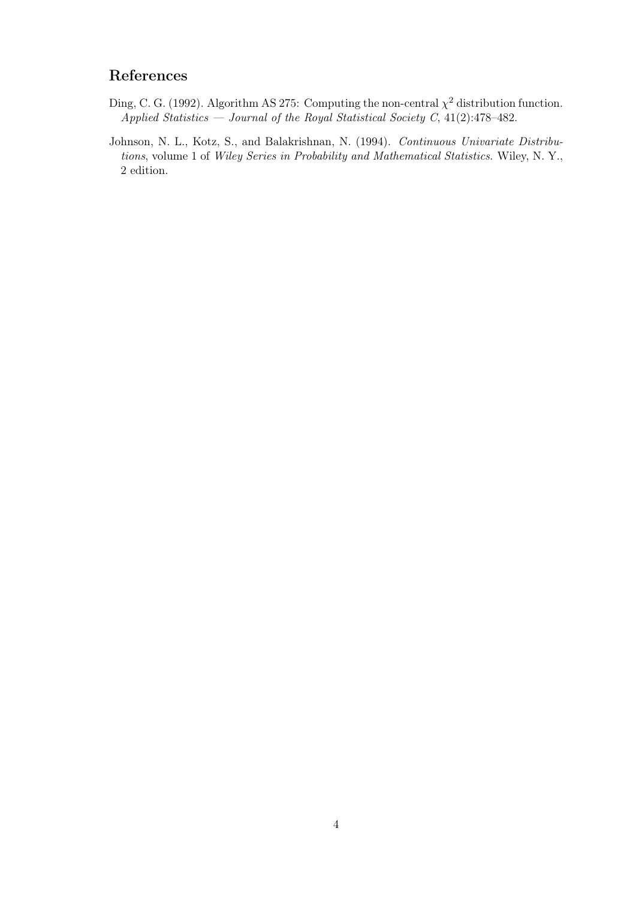## References

Ding, C. G. (1992). Algorithm AS 275: Computing the non-central $\chi^2$ distribution function. *Applied Statistics — Journal of the Royal Statistical Society C*, 41(2):478–482.

Johnson, N. L., Kotz, S., and Balakrishnan, N. (1994). *Continuous Univariate Distributions*, volume 1 of *Wiley Series in Probability and Mathematical Statistics*. Wiley, N. Y., 2 edition.